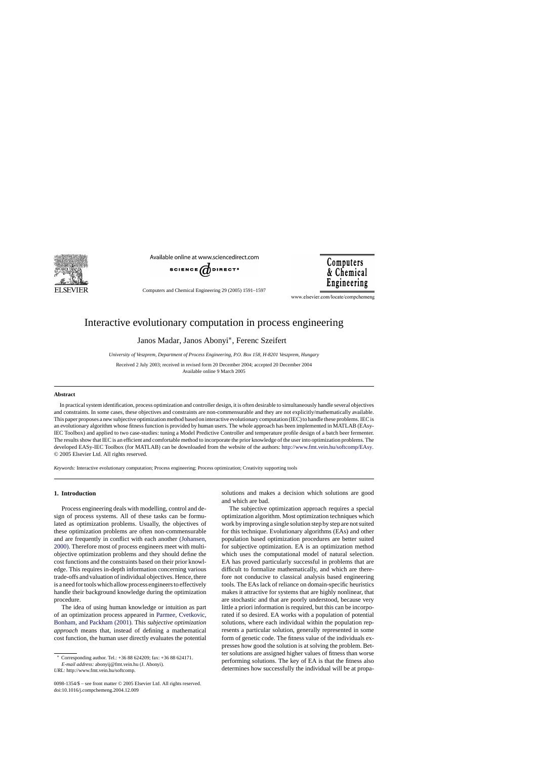# Interactive evolutionary computation in process engineering

Janos Madar, Janos Abonyi*, Ferenc Szeifert

*University of Veszprem, Department of Process Engineering, P.O. Box 158, H-8201 Veszprem, Hungary*

Received 2 July 2003; received in revised form 20 December 2004; accepted 20 December 2004
Available online 9 March 2005

## Abstract

In practical system identification, process optimization and controller design, it is often desirable to simultaneously handle several objectives and constraints. In some cases, these objectives and constraints are non-commensurable and they are not explicitly/mathematically available. This paper proposes a new subjective optimization method based on interactive evolutionary computation (IEC) to handle these problems. IEC is an evolutionary algorithm whose fitness function is provided by human users. The whole approach has been implemented in MATLAB (EAsy-IEC Toolbox) and applied to two case-studies: tuning a Model Predictive Controller and temperature profile design of a batch beer fermenter. The results show that IEC is an efficient and comfortable method to incorporate the prior knowledge of the user into optimization problems. The developed EASy-IEC Toolbox (for MATLAB) can be downloaded from the website of the authors: http://www.fmt.vein.hu/softcomp/EAsy.
© 2005 Elsevier Ltd. All rights reserved.

*Keywords:* Interactive evolutionary computation; Process engineering; Process optimization; Creativity supporting tools

## 1. Introduction

Process engineering deals with modelling, control and design of process systems. All of these tasks can be formulated as optimization problems. Usually, the objectives of these optimization problems are often non-commensurable and are frequently in conflict with each another (Johansen, 2000). Therefore most of process engineers meet with multi-objective optimization problems and they should define the cost functions and the constraints based on their prior knowledge. This requires in-depth information concerning various trade-offs and valuation of individual objectives. Hence, there is a need for tools which allow process engineers to effectively handle their background knowledge during the optimization procedure.

The idea of using human knowledge or intuition as part of an optimization process appeared in Parmee, Cvetkovic, Bonham, and Packham (2001). This *subjective optimization approach* means that, instead of defining a mathematical cost function, the human user directly evaluates the potential solutions and makes a decision which solutions are good and which are bad.

The subjective optimization approach requires a special optimization algorithm. Most optimization techniques which work by improving a single solution step by step are not suited for this technique. Evolutionary algorithms (EAs) and other population based optimization procedures are better suited for subjective optimization. EA is an optimization method which uses the computational model of natural selection. EA has proved particularly successful in problems that are difficult to formalize mathematically, and which are therefore not conducive to classical analysis based engineering tools. The EAs lack of reliance on domain-specific heuristics makes it attractive for systems that are highly nonlinear, that are stochastic and that are poorly understood, because very little a priori information is required, but this can be incorporated if so desired. EA works with a population of potential solutions, where each individual within the population represents a particular solution, generally represented in some form of genetic code. The fitness value of the individuals expresses how good the solution is at solving the problem. Better solutions are assigned higher values of fitness than worse performing solutions. The key of EA is that the fitness also determines how successfully the individual will be at propa-

* Corresponding author. Tel.: +36 88 624209; fax: +36 88 624171.
*E-mail address:* abonyij@fmt.vein.hu (J. Abonyi).
*URL:* http://www.fmt.vein.hu/softcomp.

0098-1354/$ – see front matter © 2005 Elsevier Ltd. All rights reserved.
doi:10.1016/j.compchemeng.2004.12.009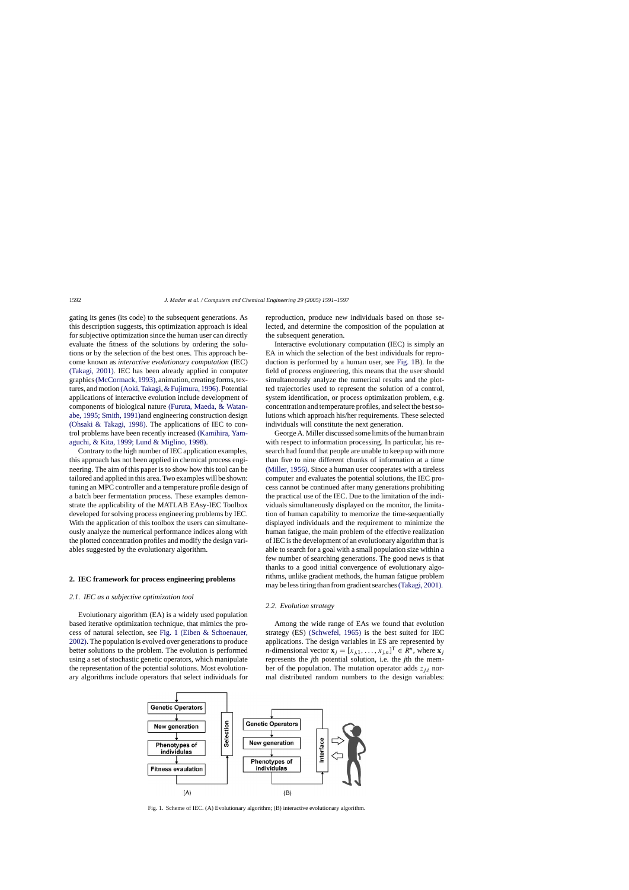gating its genes (its code) to the subsequent generations. As this description suggests, this optimization approach is ideal for subjective optimization since the human user can directly evaluate the fitness of the solutions by ordering the solutions or by the selection of the best ones. This approach become known as *interactive evolutionary computation* (IEC) (Takagi, 2001). IEC has been already applied in computer graphics (McCormack, 1993), animation, creating forms, textures, and motion (Aoki, Takagi, & Fujimura, 1996). Potential applications of interactive evolution include development of components of biological nature (Furuta, Maeda, & Watanabe, 1995; Smith, 1991)and engineering construction design (Ohsaki & Takagi, 1998). The applications of IEC to control problems have been recently increased (Kamihira, Yamaguchi, & Kita, 1999; Lund & Miglino, 1998).

Contrary to the high number of IEC application examples, this approach has not been applied in chemical process engineering. The aim of this paper is to show how this tool can be tailored and applied in this area. Two examples will be shown: tuning an MPC controller and a temperature profile design of a batch beer fermentation process. These examples demonstrate the applicability of the MATLAB EAsy-IEC Toolbox developed for solving process engineering problems by IEC. With the application of this toolbox the users can simultaneously analyze the numerical performance indices along with the plotted concentration profiles and modify the design variables suggested by the evolutionary algorithm.

## 2. IEC framework for process engineering problems

### 2.1. IEC as a subjective optimization tool

Evolutionary algorithm (EA) is a widely used population based iterative optimization technique, that mimics the process of natural selection, see Fig. 1 (Eiben & Schoenauer, 2002). The population is evolved over generations to produce better solutions to the problem. The evolution is performed using a set of stochastic genetic operators, which manipulate the representation of the potential solutions. Most evolutionary algorithms include operators that select individuals for reproduction, produce new individuals based on those selected, and determine the composition of the population at the subsequent generation.

Interactive evolutionary computation (IEC) is simply an EA in which the selection of the best individuals for reproduction is performed by a human user, see Fig. 1B). In the field of process engineering, this means that the user should simultaneously analyze the numerical results and the plotted trajectories used to represent the solution of a control, system identification, or process optimization problem, e.g. concentration and temperature profiles, and select the best solutions which approach his/her requirements. These selected individuals will constitute the next generation.

George A. Miller discussed some limits of the human brain with respect to information processing. In particular, his research had found that people are unable to keep up with more than five to nine different chunks of information at a time (Miller, 1956). Since a human user cooperates with a tireless computer and evaluates the potential solutions, the IEC process cannot be continued after many generations prohibiting the practical use of the IEC. Due to the limitation of the individuals simultaneously displayed on the monitor, the limitation of human capability to memorize the time-sequentially displayed individuals and the requirement to minimize the human fatigue, the main problem of the effective realization of IEC is the development of an evolutionary algorithm that is able to search for a goal with a small population size within a few number of searching generations. The good news is that thanks to a good initial convergence of evolutionary algorithms, unlike gradient methods, the human fatigue problem may be less tiring than from gradient searches (Takagi, 2001).

### 2.2. Evolution strategy

Among the wide range of EAs we found that evolution strategy (ES) (Schwefel, 1965) is the best suited for IEC applications. The design variables in ES are represented by *n*-dimensional vector $\mathbf{x}_j = [x_{j,1}, \ldots, x_{j,n}]^T \in R^n$, where $\mathbf{x}_j$ represents the *j*th potential solution, i.e. the *j*th the member of the population. The mutation operator adds $z_{j,i}$ normal distributed random numbers to the design variables:

Fig. 1. Scheme of IEC. (A) Evolutionary algorithm; (B) interactive evolutionary algorithm.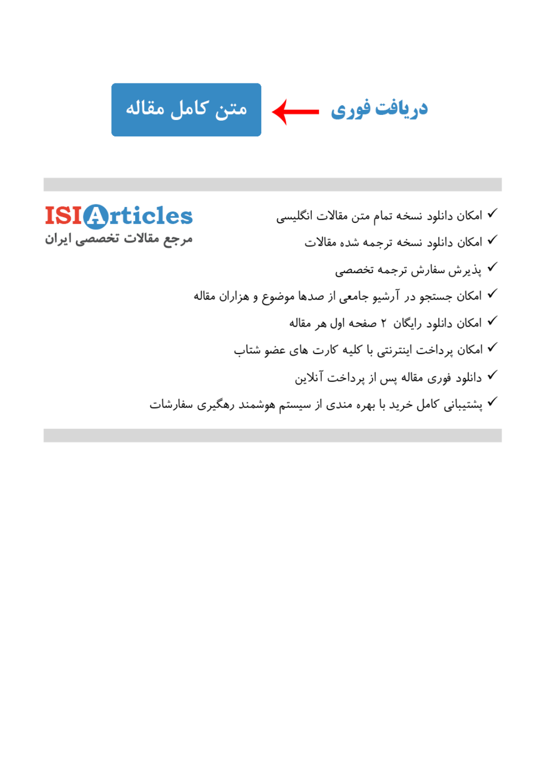دریافت فوری ← **متن کامل مقاله**

**ISIArticles**
مرجع مقالات تخصصی ایران

- ✓ امکان دانلود نسخه تمام متن مقالات انگلیسی
- ✓ امکان دانلود نسخه ترجمه شده مقالات
- ✓ پذیرش سفارش ترجمه تخصصی
- ✓ امکان جستجو در آرشیو جامعی از صدها موضوع و هزاران مقاله
- ✓ امکان دانلود رایگان ۲ صفحه اول هر مقاله
- ✓ امکان پرداخت اینترنتی با کلیه کارت های عضو شتاب
- ✓ دانلود فوری مقاله پس از پرداخت آنلاین
- ✓ پشتیبانی کامل خرید با بهره مندی از سیستم هوشمند رهگیری سفارشات